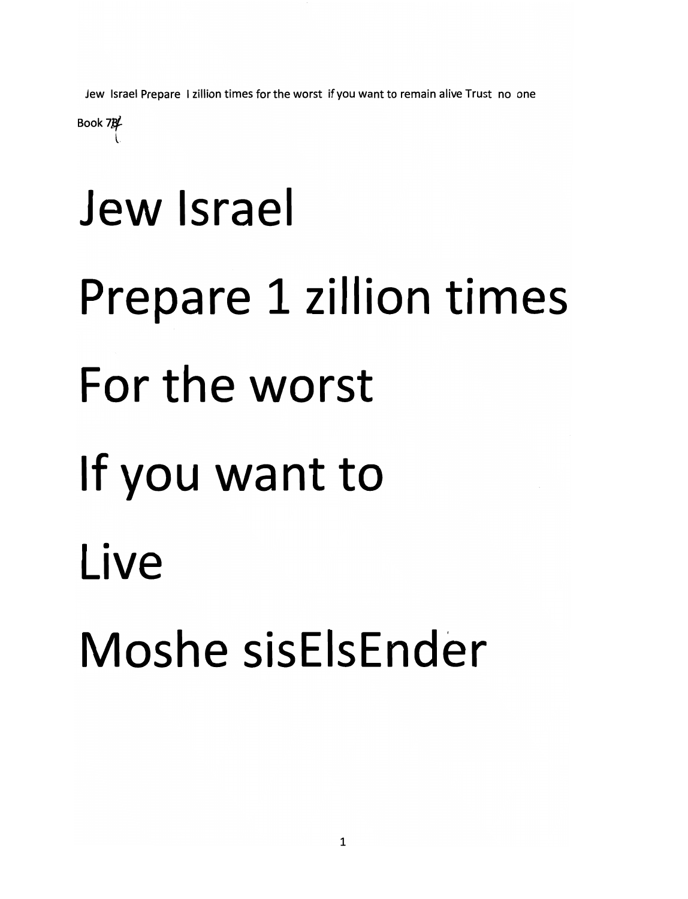Jew Israel Prepare I zillion times for the worst if you want to remain alive Trust no one

Book 7B

# Jew Israel

# Prepare 1 zillion times

# For the worst

# If you want to

# Live

# Moshe sisElsEnder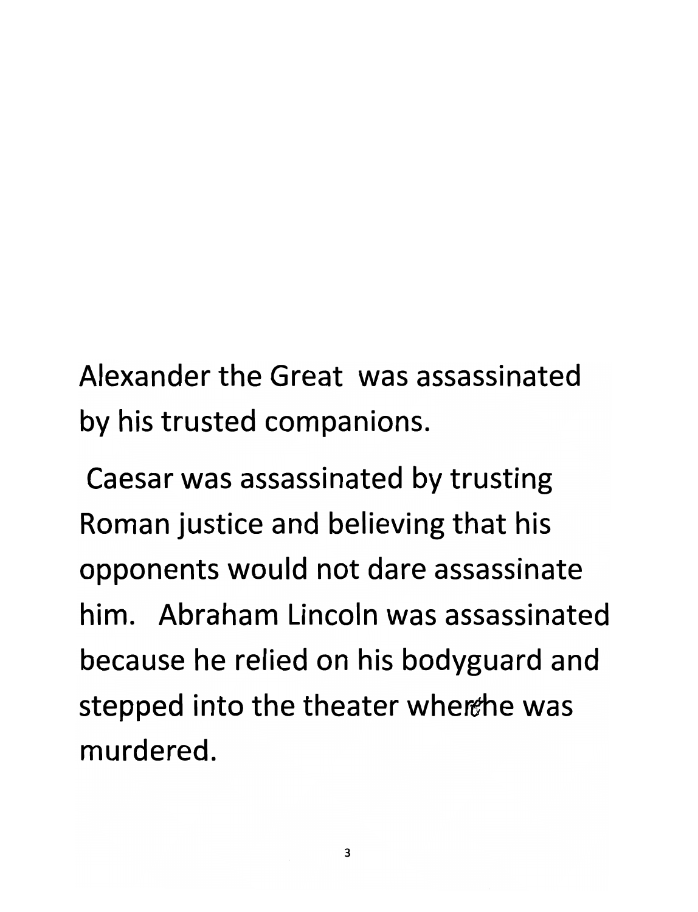Alexander the Great was assassinated by his trusted companions.

Caesar was assassinated by trusting Roman justice and believing that his opponents would not dare assassinate him. Abraham Lincoln was assassinated because he relied on his bodyguard and stepped into the theater where he was murdered.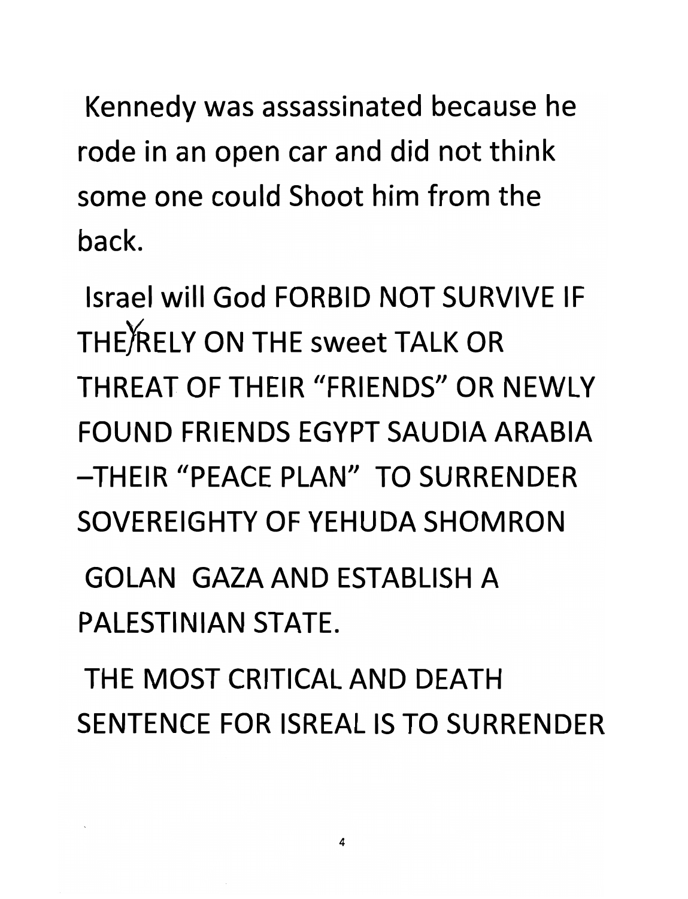Kennedy was assassinated because he rode in an open car and did not think some one could Shoot him from the back.

Israel will God FORBID NOT SURVIVE IF THEY RELY ON THE sweet TALK OR THREAT OF THEIR "FRIENDS" OR NEWLY FOUND FRIENDS EGYPT SAUDIA ARABIA –THEIR "PEACE PLAN" TO SURRENDER SOVEREIGHTY OF YEHUDA SHOMRON

GOLAN GAZA AND ESTABLISH A PALESTINIAN STATE.

THE MOST CRITICAL AND DEATH SENTENCE FOR ISREAL IS TO SURRENDER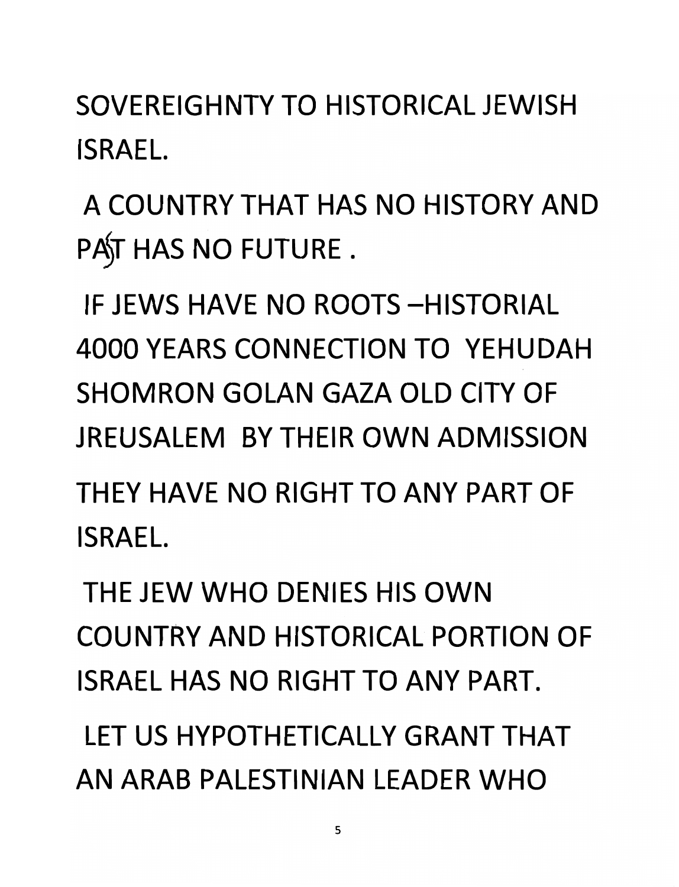SOVEREIGHNTY TO HISTORICAL JEWISH ISRAEL.

A COUNTRY THAT HAS NO HISTORY AND PAST HAS NO FUTURE .

IF JEWS HAVE NO ROOTS –HISTORIAL 4000 YEARS CONNECTION TO YEHUDAH SHOMRON GOLAN GAZA OLD CITY OF JREUSALEM BY THEIR OWN ADMISSION THEY HAVE NO RIGHT TO ANY PART OF ISRAEL.

THE JEW WHO DENIES HIS OWN COUNTRY AND HISTORICAL PORTION OF ISRAEL HAS NO RIGHT TO ANY PART.

LET US HYPOTHETICALLY GRANT THAT AN ARAB PALESTINIAN LEADER WHO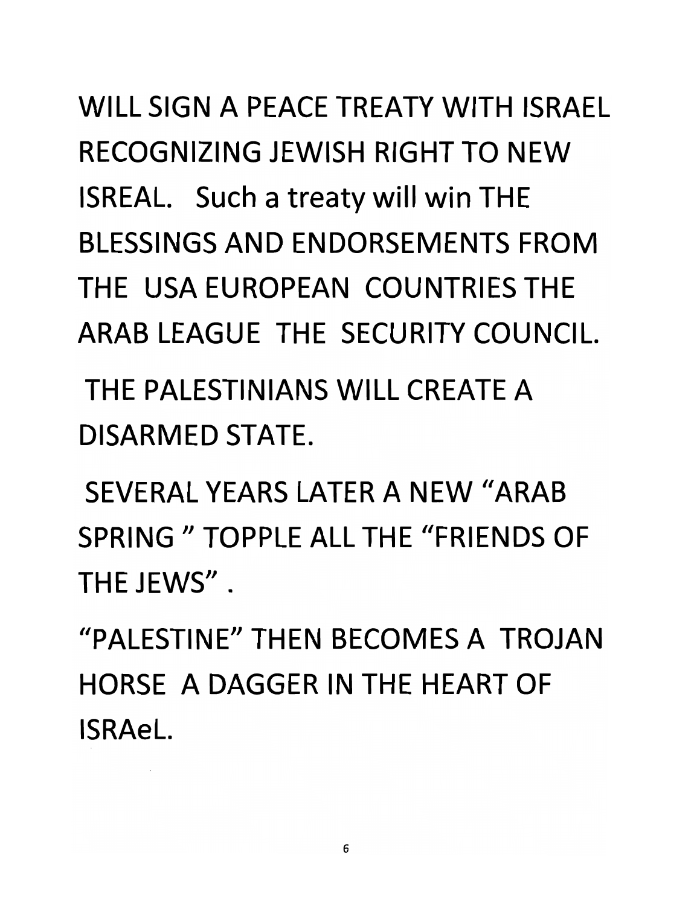WILL SIGN A PEACE TREATY WITH ISRAEL RECOGNIZING JEWISH RIGHT TO NEW ISREAL. Such a treaty will win THE BLESSINGS AND ENDORSEMENTS FROM THE USA EUROPEAN COUNTRIES THE ARAB LEAGUE THE SECURITY COUNCIL.

THE PALESTINIANS WILL CREATE A DISARMED STATE.

SEVERAL YEARS LATER A NEW "ARAB SPRING " TOPPLE ALL THE "FRIENDS OF THE JEWS" .

"PALESTINE" THEN BECOMES A TROJAN HORSE A DAGGER IN THE HEART OF ISRAeL.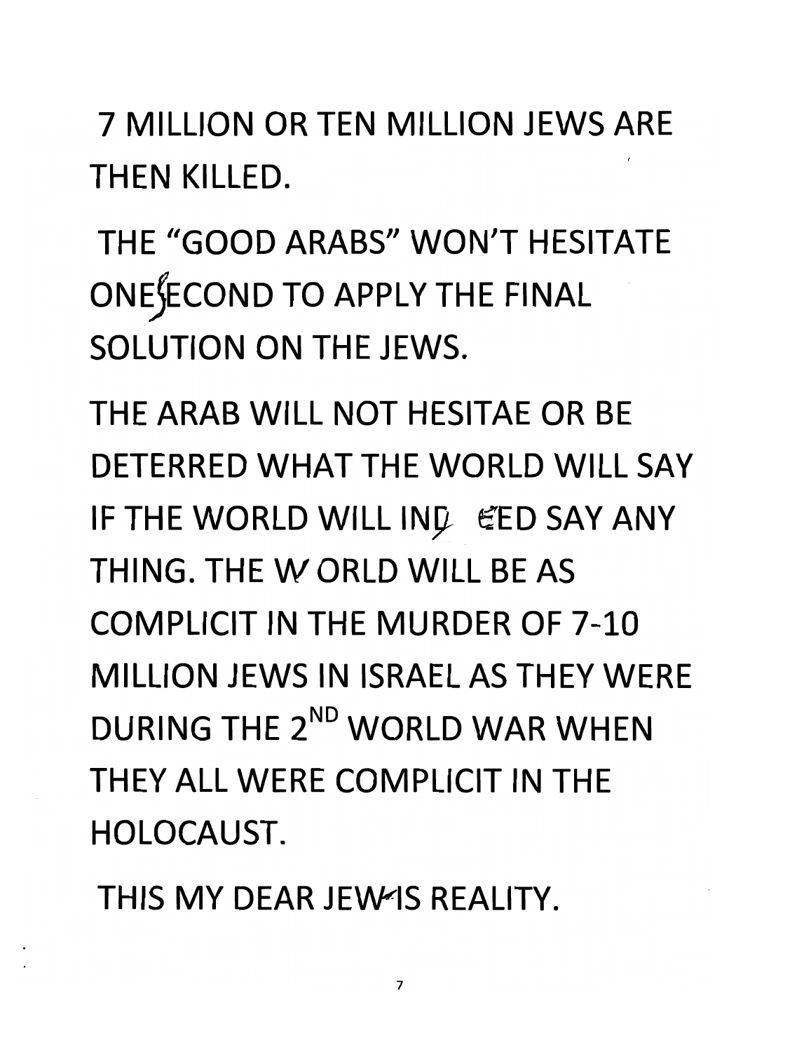7 MILLION OR TEN MILLION JEWS ARE THEN KILLED.

THE "GOOD ARABS" WON'T HESITATE ONE SECOND TO APPLY THE FINAL SOLUTION ON THE JEWS.

THE ARAB WILL NOT HESITAE OR BE DETERRED WHAT THE WORLD WILL SAY IF THE WORLD WILL INDEED SAY ANY THING. THE WORLD WILL BE AS COMPLICIT IN THE MURDER OF 7-10 MILLION JEWS IN ISRAEL AS THEY WERE DURING THE 2ND WORLD WAR WHEN THEY ALL WERE COMPLICIT IN THE HOLOCAUST.

THIS MY DEAR JEW IS REALITY.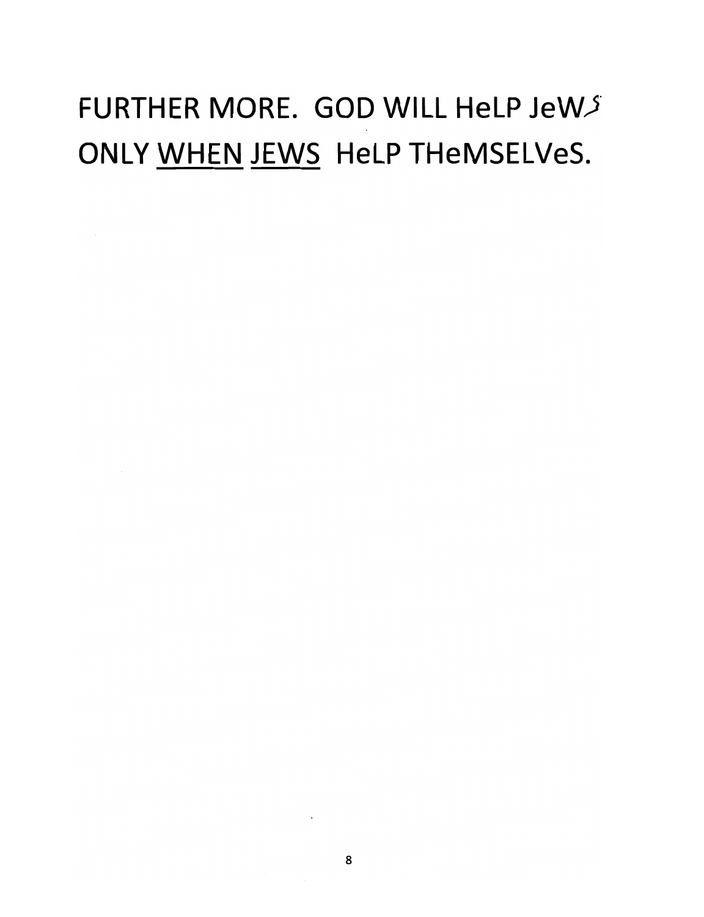FURTHER MORE. GOD WILL HeLP JeWS ONLY WHEN JEWS HeLP THeMSELVeS.